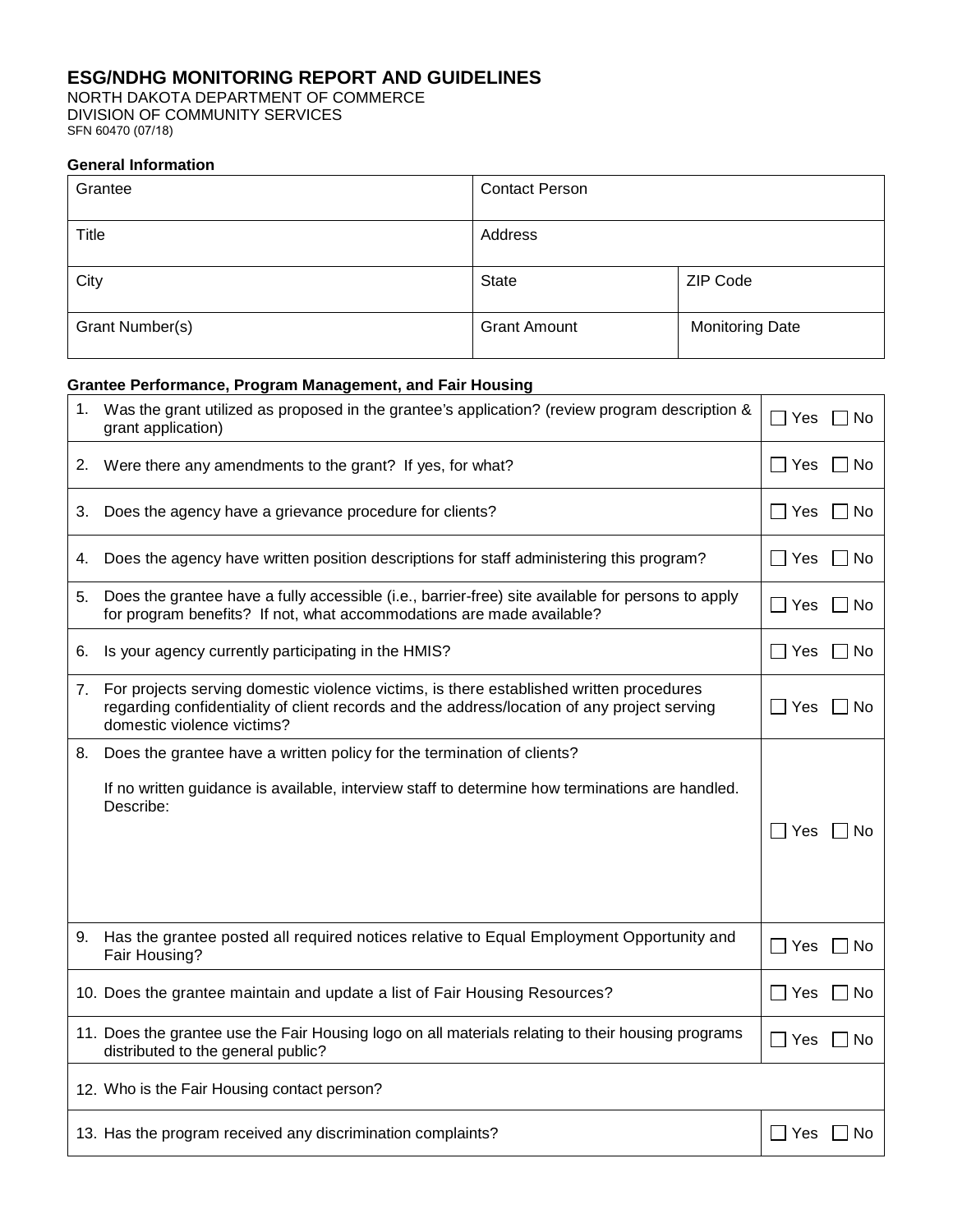# ESG/NDHG MONITORING REPORT AND GUIDELINES

NORTH DAKOTA DEPARTMENT OF COMMERCE
DIVISION OF COMMUNITY SERVICES
SFN 60470 (07/18)

### General Information

| Grantee | Contact Person | |
|---|---|---|
| Title | Address | |
| City | State | ZIP Code |
| Grant Number(s) | Grant Amount | Monitoring Date |

### Grantee Performance, Program Management, and Fair Housing

| Question | Response |
|---|---|
| 1. Was the grant utilized as proposed in the grantee's application? (review program description & grant application) | ☐ Yes ☐ No |
| 2. Were there any amendments to the grant? If yes, for what? | ☐ Yes ☐ No |
| 3. Does the agency have a grievance procedure for clients? | ☐ Yes ☐ No |
| 4. Does the agency have written position descriptions for staff administering this program? | ☐ Yes ☐ No |
| 5. Does the grantee have a fully accessible (i.e., barrier-free) site available for persons to apply for program benefits? If not, what accommodations are made available? | ☐ Yes ☐ No |
| 6. Is your agency currently participating in the HMIS? | ☐ Yes ☐ No |
| 7. For projects serving domestic violence victims, is there established written procedures regarding confidentiality of client records and the address/location of any project serving domestic violence victims? | ☐ Yes ☐ No |
| 8. Does the grantee have a written policy for the termination of clients? If no written guidance is available, interview staff to determine how terminations are handled. Describe: | ☐ Yes ☐ No |
| 9. Has the grantee posted all required notices relative to Equal Employment Opportunity and Fair Housing? | ☐ Yes ☐ No |
| 10. Does the grantee maintain and update a list of Fair Housing Resources? | ☐ Yes ☐ No |
| 11. Does the grantee use the Fair Housing logo on all materials relating to their housing programs distributed to the general public? | ☐ Yes ☐ No |
| 12. Who is the Fair Housing contact person? | |
| 13. Has the program received any discrimination complaints? | ☐ Yes ☐ No |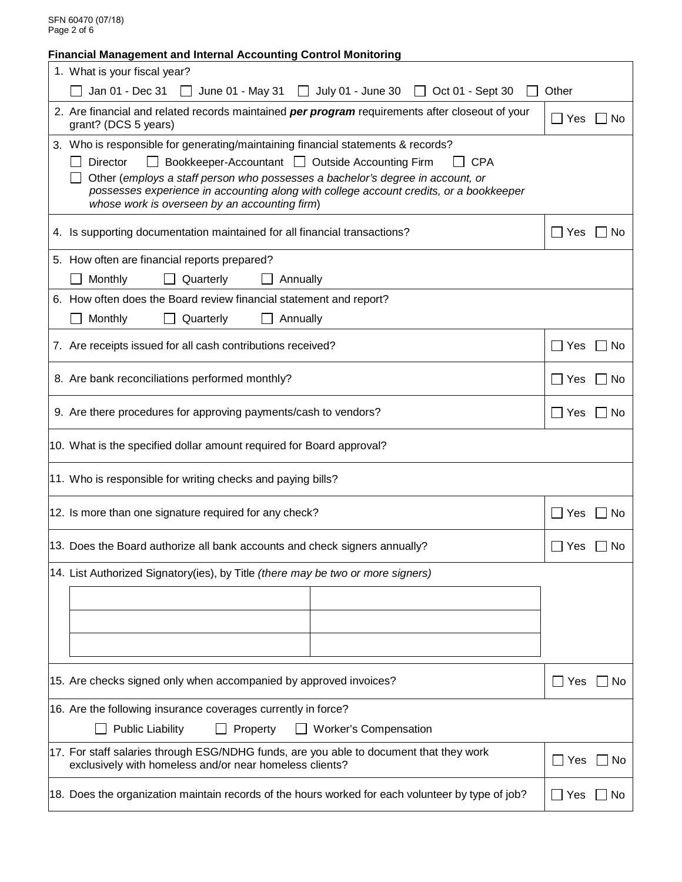**Financial Management and Internal Accounting Control Monitoring**

1. What is your fiscal year?

   ☐ Jan 01 - Dec 31 ☐ June 01 - May 31 ☐ July 01 - June 30 ☐ Oct 01 - Sept 30 ☐ Other

2. Are financial and related records maintained ***per program*** requirements after closeout of your grant? (DCS 5 years) ☐ Yes ☐ No

3. Who is responsible for generating/maintaining financial statements & records?

   ☐ Director ☐ Bookkeeper-Accountant ☐ Outside Accounting Firm ☐ CPA

   ☐ Other (*employs a staff person who possesses a bachelor's degree in account, or possesses experience in accounting along with college account credits, or a bookkeeper whose work is overseen by an accounting firm*)

4. Is supporting documentation maintained for all financial transactions? ☐ Yes ☐ No

5. How often are financial reports prepared?

   ☐ Monthly ☐ Quarterly ☐ Annually

6. How often does the Board review financial statement and report?

   ☐ Monthly ☐ Quarterly ☐ Annually

7. Are receipts issued for all cash contributions received? ☐ Yes ☐ No

8. Are bank reconciliations performed monthly? ☐ Yes ☐ No

9. Are there procedures for approving payments/cash to vendors? ☐ Yes ☐ No

10. What is the specified dollar amount required for Board approval?

11. Who is responsible for writing checks and paying bills?

12. Is more than one signature required for any check? ☐ Yes ☐ No

13. Does the Board authorize all bank accounts and check signers annually? ☐ Yes ☐ No

14. List Authorized Signatory(ies), by Title *(there may be two or more signers)*

| | |
|---|---|
| | |
| | |
| | |

15. Are checks signed only when accompanied by approved invoices? ☐ Yes ☐ No

16. Are the following insurance coverages currently in force?

    ☐ Public Liability ☐ Property ☐ Worker's Compensation

17. For staff salaries through ESG/NDHG funds, are you able to document that they work exclusively with homeless and/or near homeless clients? ☐ Yes ☐ No

18. Does the organization maintain records of the hours worked for each volunteer by type of job? ☐ Yes ☐ No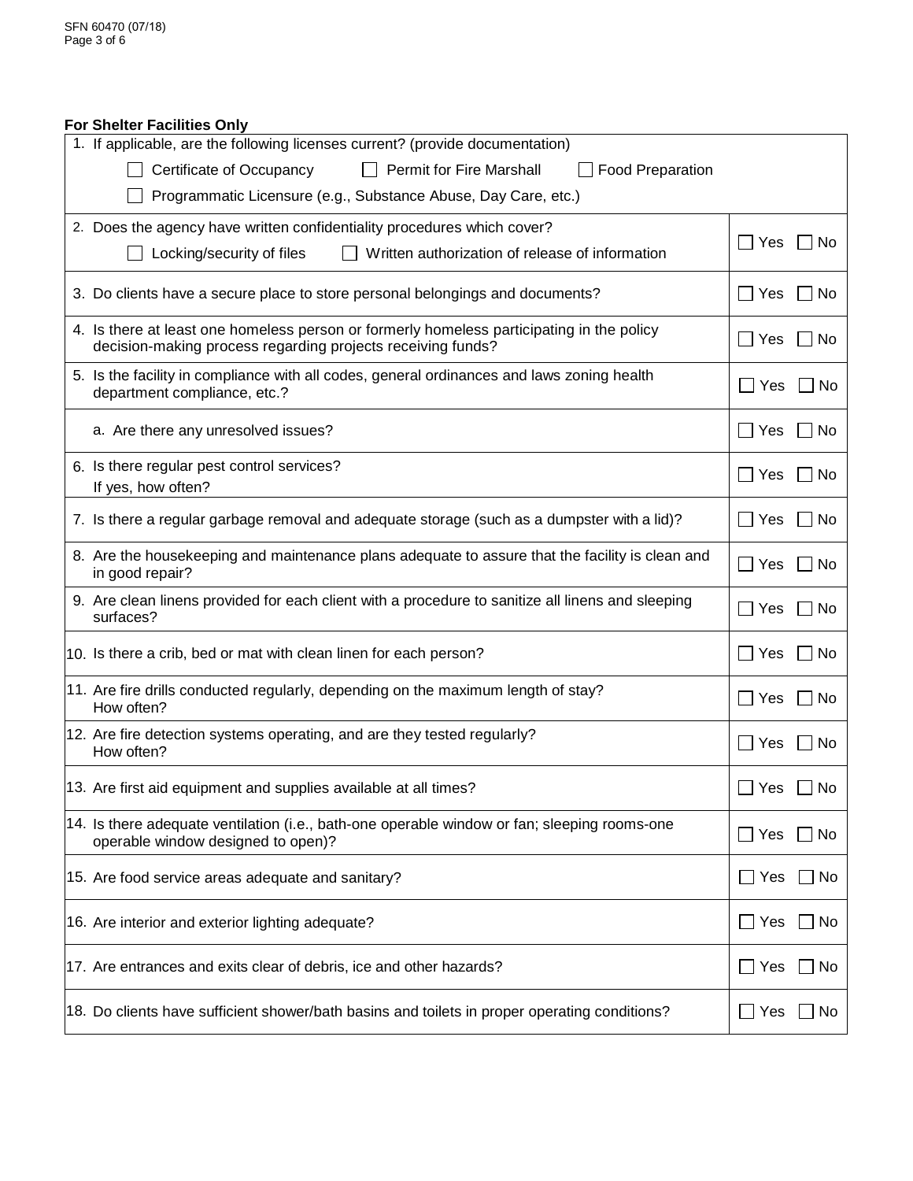**For Shelter Facilities Only**

| Question | Response |
|---|---|
| 1. If applicable, are the following licenses current? (provide documentation)<br>☐ Certificate of Occupancy ☐ Permit for Fire Marshall ☐ Food Preparation<br>☐ Programmatic Licensure (e.g., Substance Abuse, Day Care, etc.) | |
| 2. Does the agency have written confidentiality procedures which cover?<br>☐ Locking/security of files ☐ Written authorization of release of information | ☐ Yes ☐ No |
| 3. Do clients have a secure place to store personal belongings and documents? | ☐ Yes ☐ No |
| 4. Is there at least one homeless person or formerly homeless participating in the policy decision-making process regarding projects receiving funds? | ☐ Yes ☐ No |
| 5. Is the facility in compliance with all codes, general ordinances and laws zoning health department compliance, etc.? | ☐ Yes ☐ No |
| a. Are there any unresolved issues? | ☐ Yes ☐ No |
| 6. Is there regular pest control services?<br>If yes, how often? | ☐ Yes ☐ No |
| 7. Is there a regular garbage removal and adequate storage (such as a dumpster with a lid)? | ☐ Yes ☐ No |
| 8. Are the housekeeping and maintenance plans adequate to assure that the facility is clean and in good repair? | ☐ Yes ☐ No |
| 9. Are clean linens provided for each client with a procedure to sanitize all linens and sleeping surfaces? | ☐ Yes ☐ No |
| 10. Is there a crib, bed or mat with clean linen for each person? | ☐ Yes ☐ No |
| 11. Are fire drills conducted regularly, depending on the maximum length of stay?<br>How often? | ☐ Yes ☐ No |
| 12. Are fire detection systems operating, and are they tested regularly?<br>How often? | ☐ Yes ☐ No |
| 13. Are first aid equipment and supplies available at all times? | ☐ Yes ☐ No |
| 14. Is there adequate ventilation (i.e., bath-one operable window or fan; sleeping rooms-one operable window designed to open)? | ☐ Yes ☐ No |
| 15. Are food service areas adequate and sanitary? | ☐ Yes ☐ No |
| 16. Are interior and exterior lighting adequate? | ☐ Yes ☐ No |
| 17. Are entrances and exits clear of debris, ice and other hazards? | ☐ Yes ☐ No |
| 18. Do clients have sufficient shower/bath basins and toilets in proper operating conditions? | ☐ Yes ☐ No |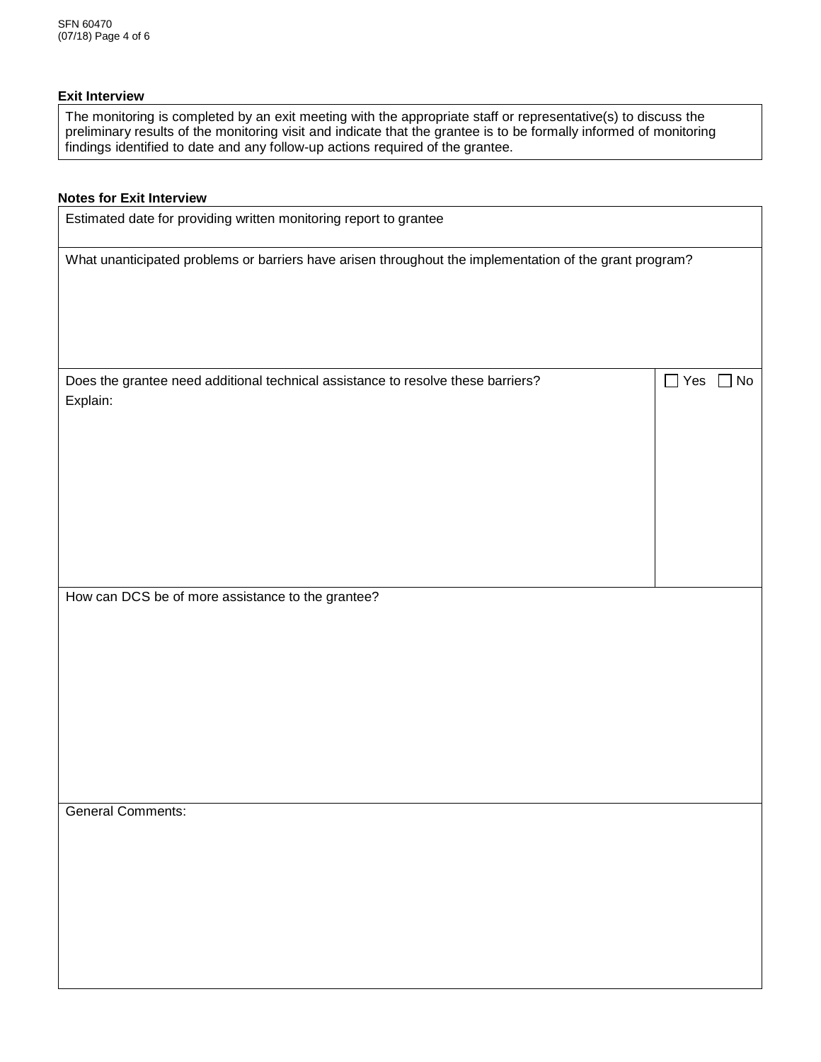**Exit Interview**

The monitoring is completed by an exit meeting with the appropriate staff or representative(s) to discuss the preliminary results of the monitoring visit and indicate that the grantee is to be formally informed of monitoring findings identified to date and any follow-up actions required of the grantee.

**Notes for Exit Interview**

Estimated date for providing written monitoring report to grantee

What unanticipated problems or barriers have arisen throughout the implementation of the grant program?

Does the grantee need additional technical assistance to resolve these barriers? ☐ Yes ☐ No

Explain:

How can DCS be of more assistance to the grantee?

General Comments: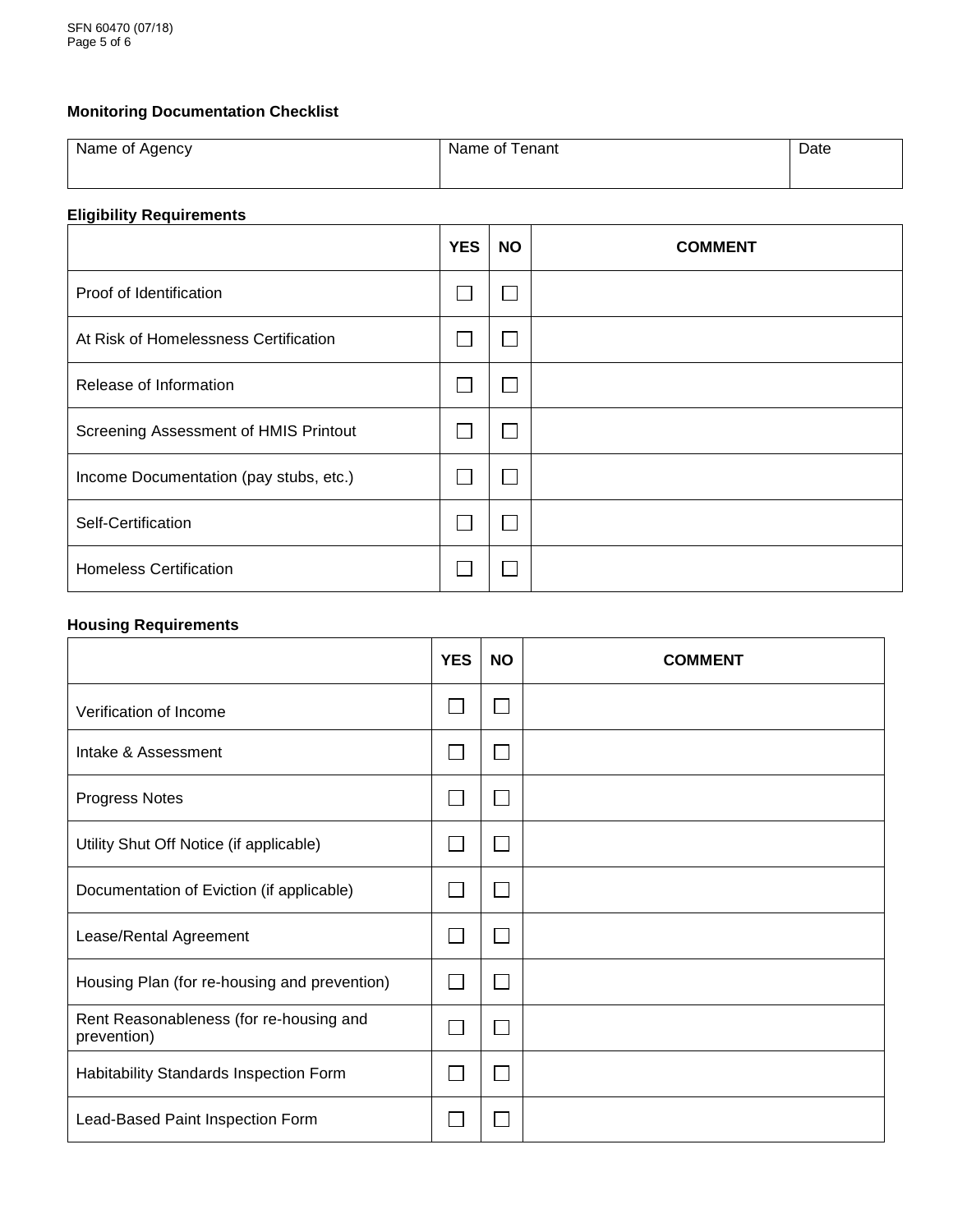## Monitoring Documentation Checklist

| Name of Agency | Name of Tenant | Date |
|---|---|---|
| | | |

### Eligibility Requirements

| | YES | NO | COMMENT |
|---|---|---|---|
| Proof of Identification | ☐ | ☐ | |
| At Risk of Homelessness Certification | ☐ | ☐ | |
| Release of Information | ☐ | ☐ | |
| Screening Assessment of HMIS Printout | ☐ | ☐ | |
| Income Documentation (pay stubs, etc.) | ☐ | ☐ | |
| Self-Certification | ☐ | ☐ | |
| Homeless Certification | ☐ | ☐ | |

### Housing Requirements

| | YES | NO | COMMENT |
|---|---|---|---|
| Verification of Income | ☐ | ☐ | |
| Intake & Assessment | ☐ | ☐ | |
| Progress Notes | ☐ | ☐ | |
| Utility Shut Off Notice (if applicable) | ☐ | ☐ | |
| Documentation of Eviction (if applicable) | ☐ | ☐ | |
| Lease/Rental Agreement | ☐ | ☐ | |
| Housing Plan (for re-housing and prevention) | ☐ | ☐ | |
| Rent Reasonableness (for re-housing and prevention) | ☐ | ☐ | |
| Habitability Standards Inspection Form | ☐ | ☐ | |
| Lead-Based Paint Inspection Form | ☐ | ☐ | |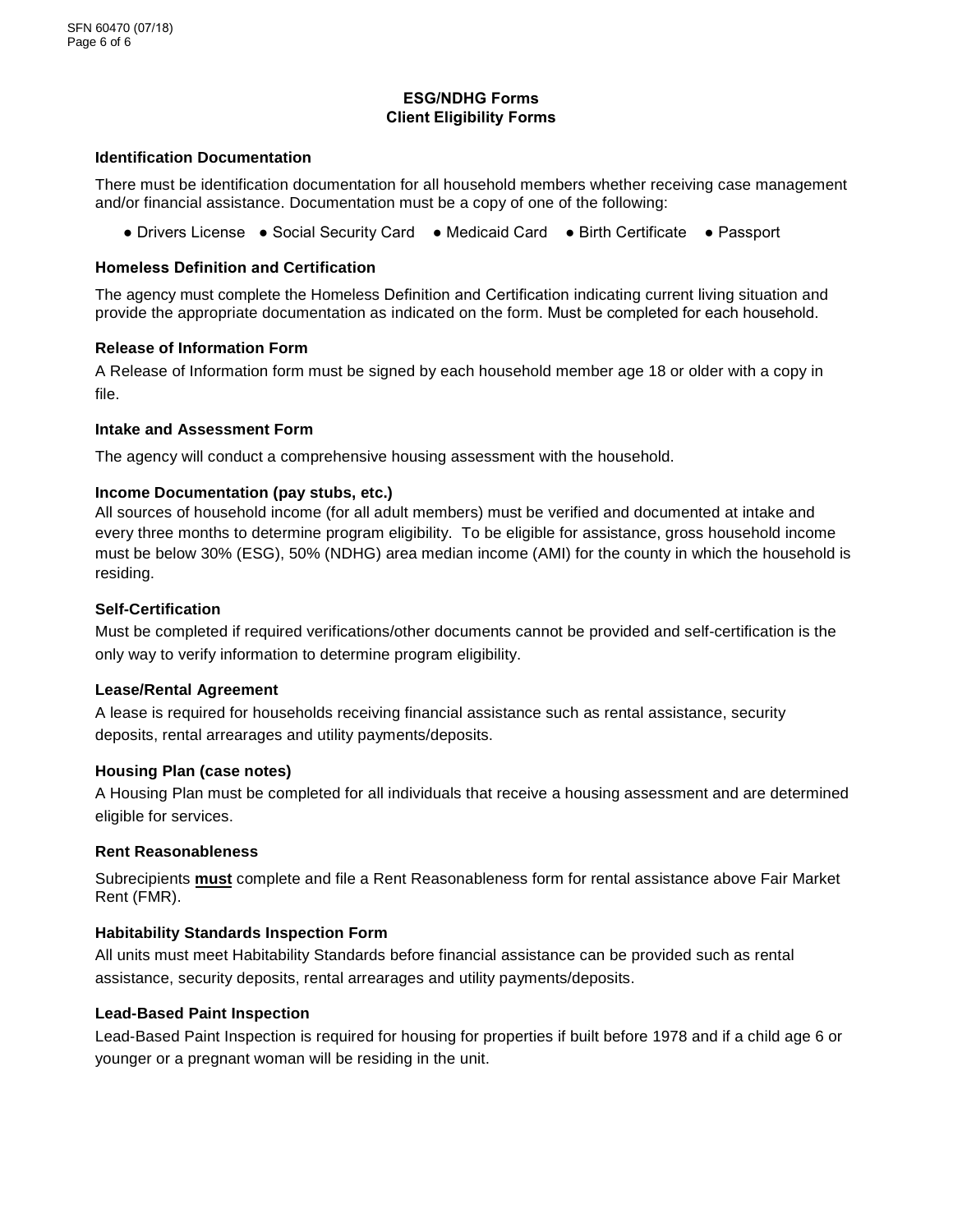## ESG/NDHG Forms
## Client Eligibility Forms

### Identification Documentation

There must be identification documentation for all household members whether receiving case management and/or financial assistance. Documentation must be a copy of one of the following:

- Drivers License
- Social Security Card
- Medicaid Card
- Birth Certificate
- Passport

### Homeless Definition and Certification

The agency must complete the Homeless Definition and Certification indicating current living situation and provide the appropriate documentation as indicated on the form. Must be completed for each household.

### Release of Information Form

A Release of Information form must be signed by each household member age 18 or older with a copy in file.

### Intake and Assessment Form

The agency will conduct a comprehensive housing assessment with the household.

### Income Documentation (pay stubs, etc.)

All sources of household income (for all adult members) must be verified and documented at intake and every three months to determine program eligibility. To be eligible for assistance, gross household income must be below 30% (ESG), 50% (NDHG) area median income (AMI) for the county in which the household is residing.

### Self-Certification

Must be completed if required verifications/other documents cannot be provided and self-certification is the only way to verify information to determine program eligibility.

### Lease/Rental Agreement

A lease is required for households receiving financial assistance such as rental assistance, security deposits, rental arrearages and utility payments/deposits.

### Housing Plan (case notes)

A Housing Plan must be completed for all individuals that receive a housing assessment and are determined eligible for services.

### Rent Reasonableness

Subrecipients **must** complete and file a Rent Reasonableness form for rental assistance above Fair Market Rent (FMR).

### Habitability Standards Inspection Form

All units must meet Habitability Standards before financial assistance can be provided such as rental assistance, security deposits, rental arrearages and utility payments/deposits.

### Lead-Based Paint Inspection

Lead-Based Paint Inspection is required for housing for properties if built before 1978 and if a child age 6 or younger or a pregnant woman will be residing in the unit.